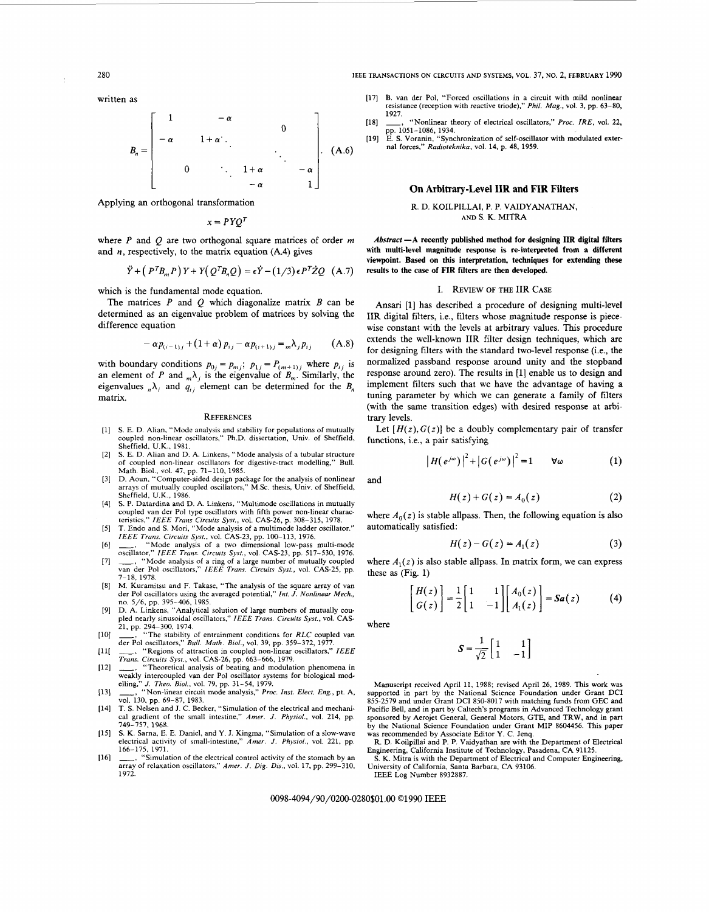written as

$$
B_n = \begin{bmatrix} 1 & -\alpha & & & 0 \\ -\alpha & 1+\alpha & \ddots & & \\ & & \ddots & & \\ & 0 & \ddots & 1+\alpha & -\alpha \\ & & & -\alpha & 1 \end{bmatrix}. \quad \text{(A.6)}
$$

Applying an orthogonal transformation

$$x = PYQ^T$$

where $P$ and $Q$ are two orthogonal square matrices of order $m$ and $n$, respectively, to the matrix equation (A.4) gives

$$\ddot{Y} + \left(P^T B_m P\right) Y + Y\left(Q^T B_n Q\right) = \epsilon \dot{Y} - (1/3)\epsilon P^T \dot{Z} Q \quad \text{(A.7)}$$

which is the fundamental mode equation.

The matrices $P$ and $Q$ which diagonalize matrix $B$ can be determined as an eigenvalue problem of matrices by solving the difference equation

$$-\alpha p_{(i-1)j} + (1+\alpha) p_{ij} - \alpha p_{(i+1)j} = {}_m\lambda_j p_{ij} \quad \text{(A.8)}$$

with boundary conditions $p_{0j} = p_{mj}$; $p_{1j} = P_{(m+1)j}$ where $p_{ij}$ is an element of $P$ and ${}_m\lambda_j$ is the eigenvalue of $B_m$. Similarly, the eigenvalues ${}_n\lambda_i$ and $q_{ij}$ element can be determined for the $B_n$ matrix.

## References

[1] S. E. D. Alian, "Mode analysis and stability for populations of mutually coupled non-linear oscillators," Ph.D. dissertation, Univ. of Sheffield, Sheffield, U.K., 1981.

[2] S. E. D. Alian and D. A. Linkens, "Mode analysis of a tubular structure of coupled non-linear oscillators for digestive-tract modelling," Bull. Math. Biol., vol. 47, pp. 71–110, 1985.

[3] D. Aoun, "Computer-aided design package for the analysis of nonlinear arrays of mutually coupled oscillators," M.Sc. thesis, Univ. of Sheffield, Sheffield, U.K., 1986.

[4] S. P. Datardina and D. A. Linkens, "Multimode oscillations in mutually coupled van der Pol type oscillators with fifth power non-linear characteristics," *IEEE Trans Circuits Syst.*, vol. CAS-26, p. 308–315, 1978.

[5] T. Endo and S. Mori, "Mode analysis of a multimode ladder oscillator." *IEEE Trans. Circuits Syst.*, vol. CAS-23, pp. 100–113, 1976.

[6] ——, "Mode analysis of a two dimensional low-pass multi-mode oscillator," *IEEE Trans. Circuits Syst.*, vol. CAS-23, pp. 517–530, 1976.

[7] ——, "Mode analysis of a ring of a large number of mutually coupled van der Pol oscillators," *IEEE Trans. Circuits Syst.*, vol. CAS-25, pp. 7–18, 1978.

[8] M. Kuramitsu and F. Takase, "The analysis of the square array of van der Pol oscillators using the averaged potential," *Int. J. Nonlinear Mech.*, no. 5/6, pp. 395–406, 1985.

[9] D. A. Linkens, "Analytical solution of large numbers of mutually coupled nearly sinusoidal oscillators," *IEEE Trans. Circuits Syst.*, vol. CAS-21, pp. 294–300, 1974.

[10] ——, "The stability of entrainment conditions for *RLC* coupled van der Pol oscillators," *Bull. Math. Biol.*, vol. 39, pp. 359–372, 1977.

[11] ——, "Regions of attraction in coupled non-linear oscillators," *IEEE Trans. Circuits Syst.*, vol. CAS-26, pp. 663–666, 1979.

[12] ——, "Theoretical analysis of beating and modulation phenomena in weakly intercoupled van der Pol oscillator systems for biological modelling," *J. Theo. Biol.*, vol. 79, pp. 31–54, 1979.

[13] ——, "Non-linear circuit mode analysis," *Proc. Inst. Elect. Eng.*, pt. A, vol. 130, pp. 69–87, 1983.

[14] T. S. Nelsen and J. C. Becker, "Simulation of the electrical and mechanical gradient of the small intestine," *Amer. J. Physiol.*, vol. 214, pp. 749–757, 1968.

[15] S. K. Sarna, E. E. Daniel, and Y. J. Kingma, "Simulation of a slow-wave electrical activity of small-intestine," *Amer. J. Physiol.*, vol. 221, pp. 166–175, 1971.

[16] ——, "Simulation of the electrical control activity of the stomach by an array of relaxation oscillators," *Amer. J. Dig. Dis.*, vol. 17, pp. 299–310, 1972.

[17] B. van der Pol, "Forced oscillations in a circuit with mild nonlinear resistance (reception with reactive triode)," *Phil. Mag.*, vol. 3, pp. 63–80, 1927.

[18] ——, "Nonlinear theory of electrical oscillators," *Proc. IRE*, vol. 22, pp. 1051–1086, 1934.

[19] E. S. Voranin, "Synchronization of self-oscillator with modulated external forces," *Radioteknika*, vol. 14, p. 48, 1959.

# On Arbitrary-Level IIR and FIR Filters

R. D. KOILPILLAI, P. P. VAIDYANATHAN, AND S. K. MITRA

***Abstract*—A recently published method for designing IIR digital filters with multi-level magnitude response is re-interpreted from a different viewpoint. Based on this interpretation, techniques for extending these results to the case of FIR filters are then developed.**

## I. Review of the IIR Case

Ansari [1] has described a procedure of designing multi-level IIR digital filters, i.e., filters whose magnitude response is piecewise constant with the levels at arbitrary values. This procedure extends the well-known IIR filter design techniques, which are for designing filters with the standard two-level response (i.e., the normalized passband response around unity and the stopband response around zero). The results in [1] enable us to design and implement filters such that we have the advantage of having a tuning parameter by which we can generate a family of filters (with the same transition edges) with desired response at arbitrary levels.

Let $[H(z), G(z)]$ be a doubly complementary pair of transfer functions, i.e., a pair satisfying

$$\left|H(e^{j\omega})\right|^2 + \left|G(e^{j\omega})\right|^2 = 1 \qquad \forall \omega \quad (1)$$

and

$$H(z) + G(z) = A_0(z) \quad (2)$$

where $A_0(z)$ is stable allpass. Then, the following equation is also automatically satisfied:

$$H(z) - G(z) = A_1(z) \quad (3)$$

where $A_1(z)$ is also stable allpass. In matrix form, we can express these as (Fig. 1)

$$\begin{bmatrix} H(z) \\ G(z) \end{bmatrix} = \frac{1}{2}\begin{bmatrix} 1 & 1 \\ 1 & -1 \end{bmatrix}\begin{bmatrix} A_0(z) \\ A_1(z) \end{bmatrix} = \boldsymbol{S}\boldsymbol{a}(z) \quad (4)$$

where

$$\boldsymbol{S} = \frac{1}{\sqrt{2}}\begin{bmatrix} 1 & 1 \\ 1 & -1 \end{bmatrix}$$

Manuscript received April 11, 1988; revised April 26, 1989. This work was supported in part by the National Science Foundation under Grant DCI 855-2579 and under Grant DCI 850-8017 with matching funds from GEC and Pacific Bell, and in part by Caltech's programs in Advanced Technology grant sponsored by Aerojet General, General Motors, GTE, and TRW, and in part by the National Science Foundation under Grant MIP 8604456. This paper was recommended by Associate Editor Y. C. Jenq.

R. D. Koilpillai and P. P. Vaidyathan are with the Department of Electrical Engineering, California Institute of Technology, Pasadena, CA 91125.

S. K. Mitra is with the Department of Electrical and Computer Engineering, University of California, Santa Barbara, CA 93106.

IEEE Log Number 8932887.

0098-4094/90/0200-0280$01.00 ©1990 IEEE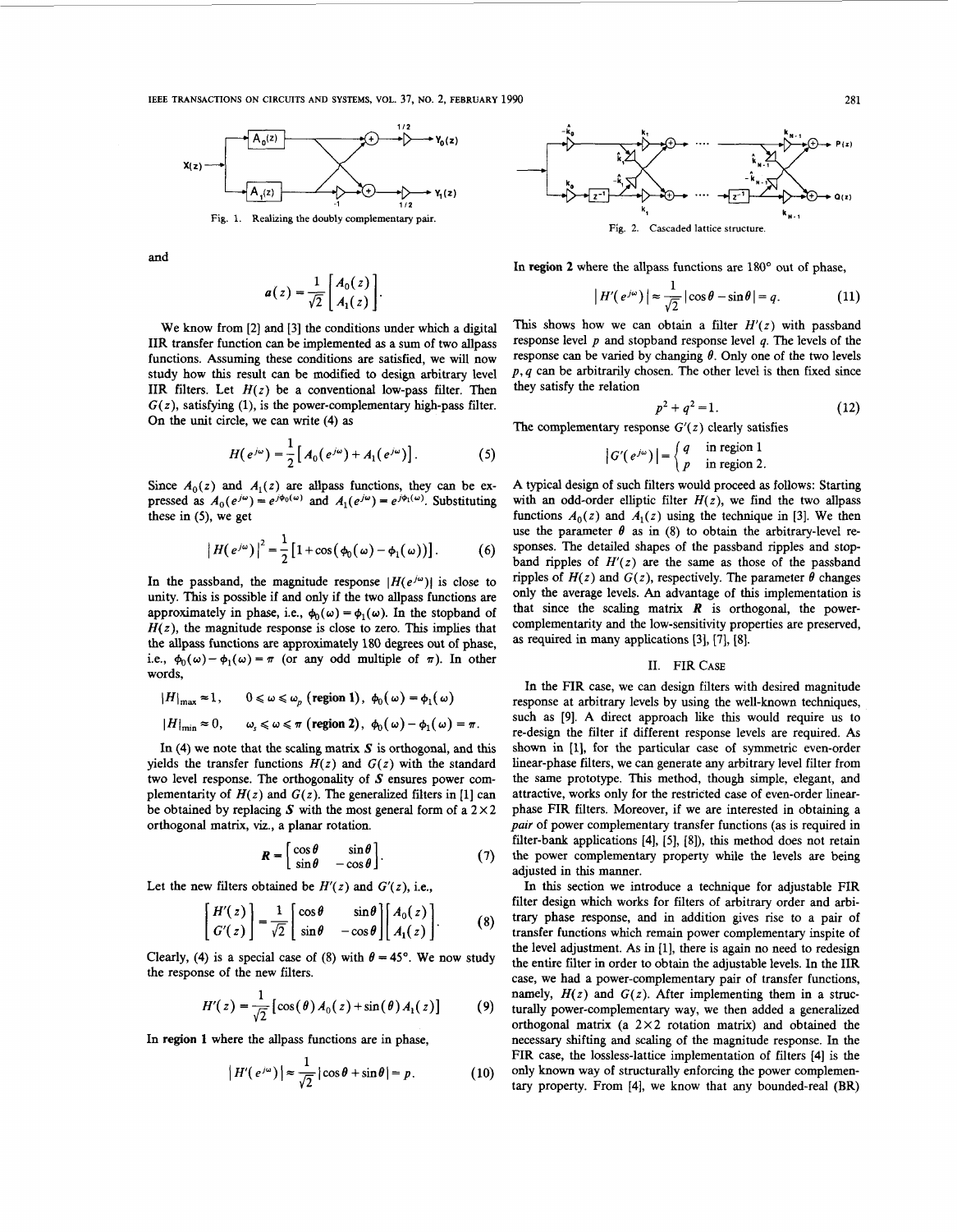Fig. 1. Realizing the doubly complementary pair.

Fig. 2. Cascaded lattice structure.

and

$$a(z) = \frac{1}{\sqrt{2}}\begin{bmatrix} A_0(z) \\ A_1(z) \end{bmatrix}.$$

We know from [2] and [3] the conditions under which a digital IIR transfer function can be implemented as a sum of two allpass functions. Assuming these conditions are satisfied, we will now study how this result can be modified to design arbitrary level IIR filters. Let $H(z)$ be a conventional low-pass filter. Then $G(z)$, satisfying (1), is the power-complementary high-pass filter. On the unit circle, we can write (4) as

$$H(e^{j\omega}) = \frac{1}{2}\left[A_0(e^{j\omega}) + A_1(e^{j\omega})\right]. \tag{5}$$

Since $A_0(z)$ and $A_1(z)$ are allpass functions, they can be expressed as $A_0(e^{j\omega}) = e^{j\phi_0(\omega)}$ and $A_1(e^{j\omega}) = e^{j\phi_1(\omega)}$. Substituting these in (5), we get

$$|H(e^{j\omega})|^2 = \frac{1}{2}\left[1 + \cos(\phi_0(\omega) - \phi_1(\omega))\right]. \tag{6}$$

In the passband, the magnitude response $|H(e^{j\omega})|$ is close to unity. This is possible if and only if the two allpass functions are approximately in phase, i.e., $\phi_0(\omega) = \phi_1(\omega)$. In the stopband of $H(z)$, the magnitude response is close to zero. This implies that the allpass functions are approximately 180 degrees out of phase, i.e., $\phi_0(\omega) - \phi_1(\omega) = \pi$ (or any odd multiple of $\pi$). In other words,

$$|H|_{\max} \approx 1, \qquad 0 \leqslant \omega \leqslant \omega_p \ (\textbf{region 1}), \ \phi_0(\omega) = \phi_1(\omega)$$

$$|H|_{\min} \approx 0, \qquad \omega_s \leqslant \omega \leqslant \pi \ (\textbf{region 2}), \ \phi_0(\omega) - \phi_1(\omega) = \pi.$$

In (4) we note that the scaling matrix $S$ is orthogonal, and this yields the transfer functions $H(z)$ and $G(z)$ with the standard two level response. The orthogonality of $S$ ensures power complementarity of $H(z)$ and $G(z)$. The generalized filters in [1] can be obtained by replacing $S$ with the most general form of a $2 \times 2$ orthogonal matrix, viz., a planar rotation.

$$R = \begin{bmatrix} \cos\theta & \sin\theta \\ \sin\theta & -\cos\theta \end{bmatrix}. \tag{7}$$

Let the new filters obtained be $H'(z)$ and $G'(z)$, i.e.,

$$\begin{bmatrix} H'(z) \\ G'(z) \end{bmatrix} = \frac{1}{\sqrt{2}}\begin{bmatrix} \cos\theta & \sin\theta \\ \sin\theta & -\cos\theta \end{bmatrix}\begin{bmatrix} A_0(z) \\ A_1(z) \end{bmatrix}. \tag{8}$$

Clearly, (4) is a special case of (8) with $\theta = 45°$. We now study the response of the new filters.

$$H'(z) = \frac{1}{\sqrt{2}}\left[\cos(\theta)A_0(z) + \sin(\theta)A_1(z)\right] \tag{9}$$

In **region 1** where the allpass functions are in phase,

$$|H'(e^{j\omega})| \approx \frac{1}{\sqrt{2}}|\cos\theta + \sin\theta| = p. \tag{10}$$

In **region 2** where the allpass functions are 180° out of phase,

$$|H'(e^{j\omega})| \approx \frac{1}{\sqrt{2}}|\cos\theta - \sin\theta| = q. \tag{11}$$

This shows how we can obtain a filter $H'(z)$ with passband response level $p$ and stopband response level $q$. The levels of the response can be varied by changing $\theta$. Only one of the two levels $p, q$ can be arbitrarily chosen. The other level is then fixed since they satisfy the relation

$$p^2 + q^2 = 1. \tag{12}$$

The complementary response $G'(z)$ clearly satisfies

$$|G'(e^{j\omega})| = \begin{cases} q & \text{in region 1} \\ p & \text{in region 2.} \end{cases}$$

A typical design of such filters would proceed as follows: Starting with an odd-order elliptic filter $H(z)$, we find the two allpass functions $A_0(z)$ and $A_1(z)$ using the technique in [3]. We then use the parameter $\theta$ as in (8) to obtain the arbitrary-level responses. The detailed shapes of the passband ripples and stopband ripples of $H'(z)$ are the same as those of the passband ripples of $H(z)$ and $G(z)$, respectively. The parameter $\theta$ changes only the average levels. An advantage of this implementation is that since the scaling matrix $R$ is orthogonal, the power-complementarity and the low-sensitivity properties are preserved, as required in many applications [3], [7], [8].

## II. FIR Case

In the FIR case, we can design filters with desired magnitude response at arbitrary levels by using the well-known techniques, such as [9]. A direct approach like this would require us to re-design the filter if different response levels are required. As shown in [1], for the particular case of symmetric even-order linear-phase filters, we can generate any arbitrary level filter from the same prototype. This method, though simple, elegant, and attractive, works only for the restricted case of even-order linear-phase FIR filters. Moreover, if we are interested in obtaining a *pair* of power complementary transfer functions (as is required in filter-bank applications [4], [5], [8]), this method does not retain the power complementary property while the levels are being adjusted in this manner.

In this section we introduce a technique for adjustable FIR filter design which works for filters of arbitrary order and arbitrary phase response, and in addition gives rise to a pair of transfer functions which remain power complementary inspite of the level adjustment. As in [1], there is again no need to redesign the entire filter in order to obtain the adjustable levels. In the IIR case, we had a power-complementary pair of transfer functions, namely, $H(z)$ and $G(z)$. After implementing them in a structurally power-complementary way, we then added a generalized orthogonal matrix (a $2 \times 2$ rotation matrix) and obtained the necessary shifting and scaling of the magnitude response. In the FIR case, the lossless-lattice implementation of filters [4] is the only known way of structurally enforcing the power complementary property. From [4], we know that any bounded-real (BR)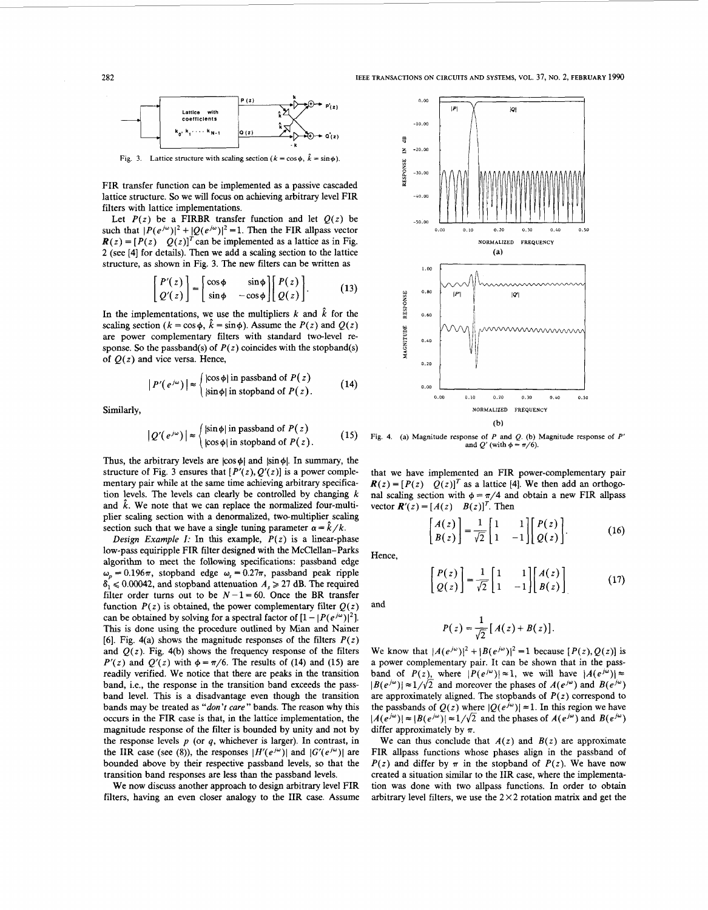Fig. 3. Lattice structure with scaling section ($k = \cos\phi$, $\hat{k} = \sin\phi$).

FIR transfer function can be implemented as a passive cascaded lattice structure. So we will focus on achieving arbitrary level FIR filters with lattice implementations.

Let $P(z)$ be a FIRBR transfer function and let $Q(z)$ be such that $|P(e^{j\omega})|^2 + |Q(e^{j\omega})|^2 = 1$. Then the FIR allpass vector $\boldsymbol{R}(z) = [P(z) \quad Q(z)]^T$ can be implemented as a lattice as in Fig. 2 (see [4] for details). Then we add a scaling section to the lattice structure, as shown in Fig. 3. The new filters can be written as

$$\begin{bmatrix} P'(z) \\ Q'(z) \end{bmatrix} = \begin{bmatrix} \cos\phi & \sin\phi \\ \sin\phi & -\cos\phi \end{bmatrix} \begin{bmatrix} P(z) \\ Q(z) \end{bmatrix}. \tag{13}$$

In the implementations, we use the multipliers $k$ and $\hat{k}$ for the scaling section ($k = \cos\phi$, $\hat{k} = \sin\phi$). Assume the $P(z)$ and $Q(z)$ are power complementary filters with standard two-level response. So the passband(s) of $P(z)$ coincides with the stopband(s) of $Q(z)$ and vice versa. Hence,

$$|P'(e^{j\omega})| \approx \begin{cases} |\cos\phi| \text{ in passband of } P(z) \\ |\sin\phi| \text{ in stopband of } P(z). \end{cases} \tag{14}$$

Similarly,

$$|Q'(e^{j\omega})| \approx \begin{cases} |\sin\phi| \text{ in passband of } P(z) \\ |\cos\phi| \text{ in stopband of } P(z). \end{cases} \tag{15}$$

Thus, the arbitrary levels are $|\cos\phi|$ and $|\sin\phi|$. In summary, the structure of Fig. 3 ensures that $[P'(z), Q'(z)]$ is a power complementary pair while at the same time achieving arbitrary specification levels. The levels can clearly be controlled by changing $k$ and $\hat{k}$. We note that we can replace the normalized four-multiplier scaling section with a denormalized, two-multiplier scaling section such that we have a single tuning parameter $\alpha = \hat{k}/k$.

*Design Example I:* In this example, $P(z)$ is a linear-phase low-pass equiripple FIR filter designed with the McClellan–Parks algorithm to meet the following specifications: passband edge $\omega_p = 0.196\pi$, stopband edge $\omega_s = 0.27\pi$, passband peak ripple $\delta_1 \leqslant 0.00042$, and stopband attenuation $A_s \geqslant 27$ dB. The required filter order turns out to be $N - 1 = 60$. Once the BR transfer function $P(z)$ is obtained, the power complementary filter $Q(z)$ can be obtained by solving for a spectral factor of $[1 - |P(e^{j\omega})|^2]$. This is done using the procedure outlined by Mian and Nainer [6]. Fig. 4(a) shows the magnitude responses of the filters $P(z)$ and $Q(z)$. Fig. 4(b) shows the frequency response of the filters $P'(z)$ and $Q'(z)$ with $\phi = \pi/6$. The results of (14) and (15) are readily verified. We notice that there are peaks in the transition band, i.e., the response in the transition band exceeds the passband level. This is a disadvantage even though the transition bands may be treated as "*don't care*" bands. The reason why this occurs in the FIR case is that, in the lattice implementation, the magnitude response of the filter is bounded by unity and not by the response levels $p$ (or $q$, whichever is larger). In contrast, in the IIR case (see (8)), the responses $|H'(e^{j\omega})|$ and $|G'(e^{j\omega})|$ are bounded above by their respective passband levels, so that the transition band responses are less than the passband levels.

We now discuss another approach to design arbitrary level FIR filters, having an even closer analogy to the IIR case. Assume that we have implemented an FIR power-complementary pair $\boldsymbol{R}(z) = [P(z) \quad Q(z)]^T$ as a lattice [4]. We then add an orthogonal scaling section with $\phi = \pi/4$ and obtain a new FIR allpass vector $\boldsymbol{R}'(z) = [A(z) \quad B(z)]^T$. Then

$$\begin{bmatrix} A(z) \\ B(z) \end{bmatrix} = \frac{1}{\sqrt{2}} \begin{bmatrix} 1 & 1 \\ 1 & -1 \end{bmatrix} \begin{bmatrix} P(z) \\ Q(z) \end{bmatrix}. \tag{16}$$

Hence,

$$\begin{bmatrix} P(z) \\ Q(z) \end{bmatrix} = \frac{1}{\sqrt{2}} \begin{bmatrix} 1 & 1 \\ 1 & -1 \end{bmatrix} \begin{bmatrix} A(z) \\ B(z) \end{bmatrix} \tag{17}$$

and

$$P(z) = \frac{1}{\sqrt{2}}[A(z) + B(z)].$$

We know that $|A(e^{j\omega})|^2 + |B(e^{j\omega})|^2 = 1$ because $[P(z), Q(z)]$ is a power complementary pair. It can be shown that in the passband of $P(z)$, where $|P(e^{j\omega})| \approx 1$, we will have $|A(e^{j\omega})| \approx |B(e^{j\omega})| \approx 1/\sqrt{2}$ and moreover the phases of $A(e^{j\omega})$ and $B(e^{j\omega})$ are approximately aligned. The stopbands of $P(z)$ correspond to the passbands of $Q(z)$ where $|Q(e^{j\omega})| \approx 1$. In this region we have $|A(e^{j\omega})| \approx |B(e^{j\omega})| \approx 1/\sqrt{2}$ and the phases of $A(e^{j\omega})$ and $B(e^{j\omega})$ differ approximately by $\pi$.

We can thus conclude that $A(z)$ and $B(z)$ are approximate FIR allpass functions whose phases align in the passband of $P(z)$ and differ by $\pi$ in the stopband of $P(z)$. We have now created a situation similar to the IIR case, where the implementation was done with two allpass functions. In order to obtain arbitrary level filters, we use the $2 \times 2$ rotation matrix and get the

Fig. 4. (a) Magnitude response of $P$ and $Q$. (b) Magnitude response of $P'$ and $Q'$ (with $\phi = \pi/6$).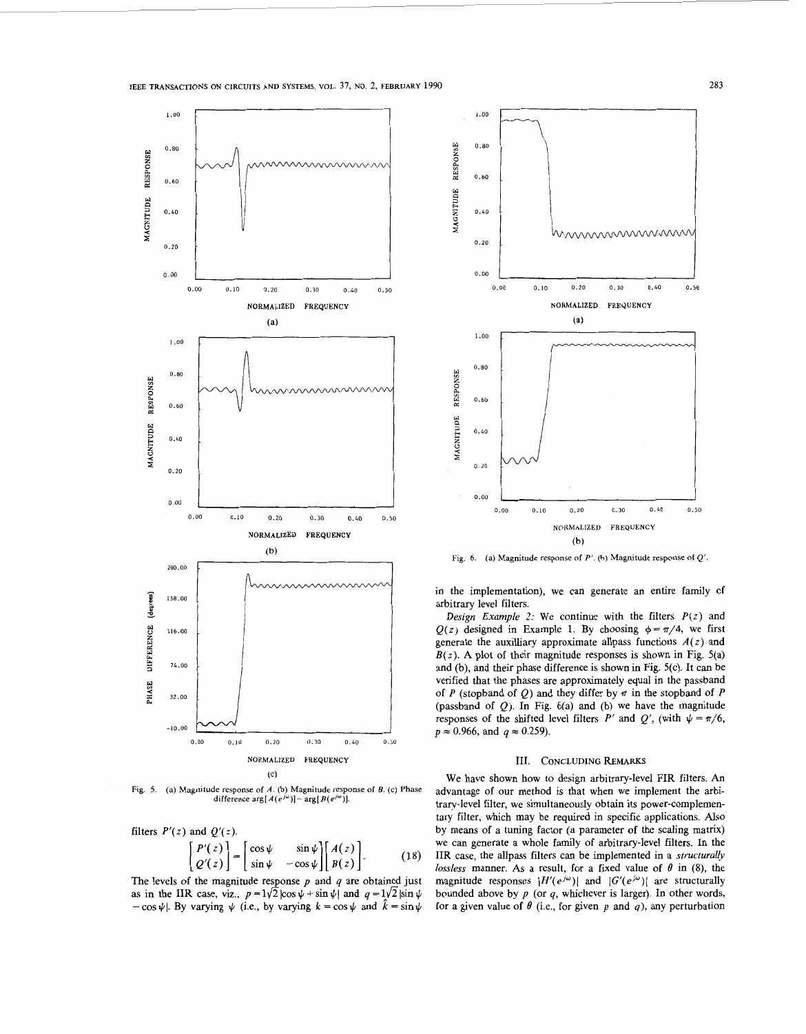Fig. 5. (a) Magnitude response of $A$. (b) Magnitude response of $B$. (c) Phase difference $\arg[A(e^{j\omega})] - \arg[B(e^{j\omega})]$.

filters $P'(z)$ and $Q'(z)$.

$$\begin{bmatrix} P'(z) \\ Q'(z) \end{bmatrix} = \begin{bmatrix} \cos\psi & \sin\psi \\ \sin\psi & -\cos\psi \end{bmatrix} \begin{bmatrix} A(z) \\ B(z) \end{bmatrix}. \tag{18}$$

The levels of the magnitude response $p$ and $q$ are obtained just as in the IIR case, viz., $p = 1/\sqrt{2}\,|\cos\psi + \sin\psi|$ and $q = 1/\sqrt{2}\,|\sin\psi - \cos\psi|$. By varying $\psi$ (i.e., by varying $k = \cos\psi$ and $\hat{k} = \sin\psi$ in the implementation), we can generate an entire family of arbitrary level filters.

*Design Example 2:* We continue with the filters $P(z)$ and $Q(z)$ designed in Example 1. By choosing $\phi = \pi/4$, we first generate the auxilliary approximate allpass functions $A(z)$ and $B(z)$. A plot of their magnitude responses is shown in Fig. 5(a) and (b), and their phase difference is shown in Fig. 5(c). It can be verified that the phases are approximately equal in the passband of $P$ (stopband of $Q$) and they differ by $\pi$ in the stopband of $P$ (passband of $Q$). In Fig. 6(a) and (b) we have the magnitude responses of the shifted level filters $P'$ and $Q'$, (with $\psi = \pi/6$, $p \approx 0.966$, and $q \approx 0.259$).

Fig. 6. (a) Magnitude response of $P'$. (b) Magnitude response of $Q'$.

## III. Concluding Remarks

We have shown how to design arbitrary-level FIR filters. An advantage of our method is that when we implement the arbitrary-level filter, we simultaneously obtain its power-complementary filter, which may be required in specific applications. Also by means of a tuning factor (a parameter of the scaling matrix) we can generate a whole family of arbitrary-level filters. In the IIR case, the allpass filters can be implemented in a *structurally lossless* manner. As a result, for a fixed value of $\theta$ in (8), the magnitude responses $|H'(e^{j\omega})|$ and $|G'(e^{j\omega})|$ are structurally bounded above by $p$ (or $q$, whichever is larger). In other words, for a given value of $\theta$ (i.e., for given $p$ and $q$), any perturbation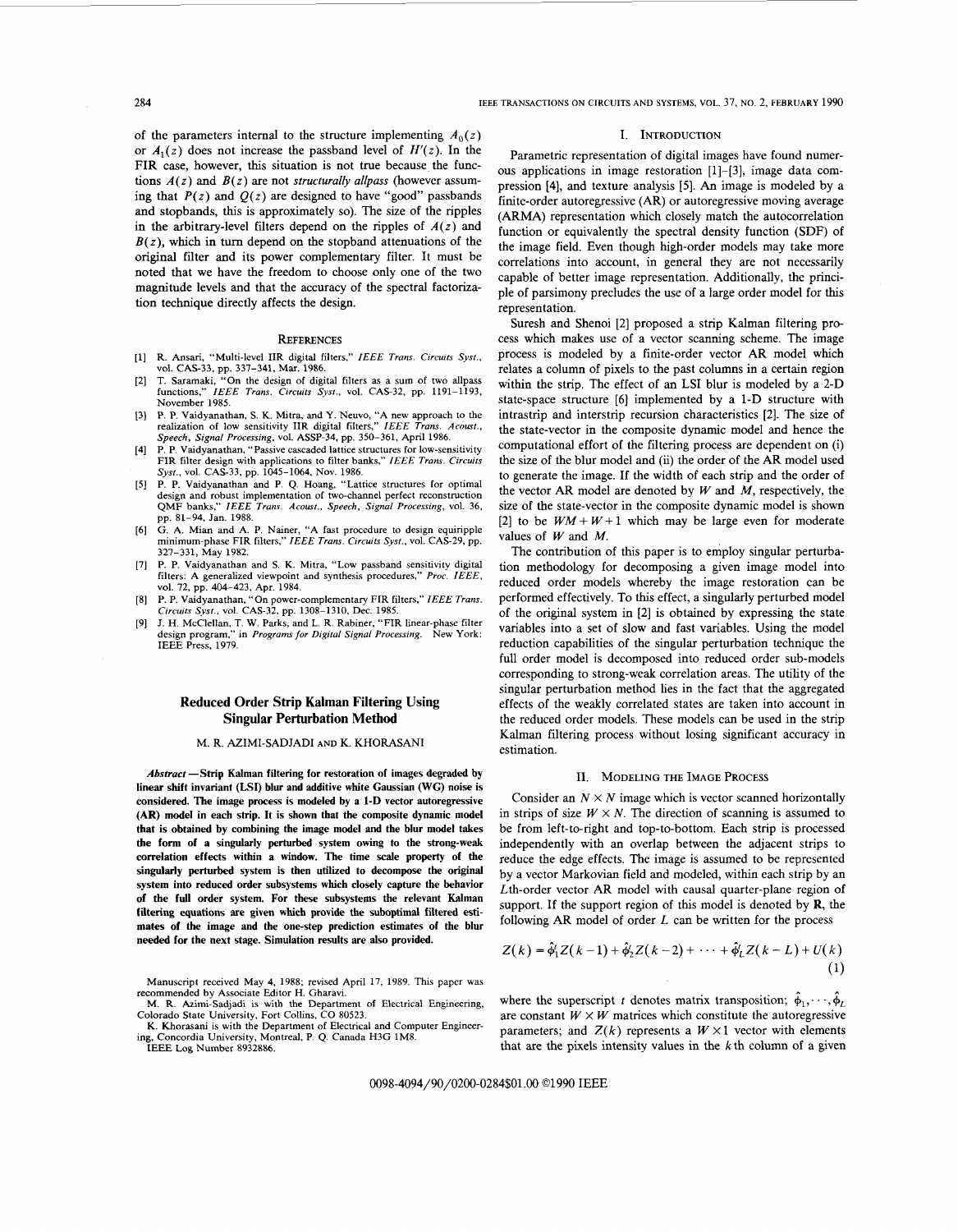of the parameters internal to the structure implementing $A_0(z)$ or $A_1(z)$ does not increase the passband level of $H'(z)$. In the FIR case, however, this situation is not true because the functions $A(z)$ and $B(z)$ are not *structurally allpass* (however assuming that $P(z)$ and $Q(z)$ are designed to have "good" passbands and stopbands, this is approximately so). The size of the ripples in the arbitrary-level filters depend on the ripples of $A(z)$ and $B(z)$, which in turn depend on the stopband attenuations of the original filter and its power complementary filter. It must be noted that we have the freedom to choose only one of the two magnitude levels and that the accuracy of the spectral factorization technique directly affects the design.

## References

[1] R. Ansari, "Multi-level IIR digital filters," *IEEE Trans. Circuits Syst.*, vol. CAS-33, pp. 337–341, Mar. 1986.

[2] T. Saramaki, "On the design of digital filters as a sum of two allpass functions," *IEEE Trans. Circuits Syst.*, vol. CAS-32, pp. 1191–1193, November 1985.

[3] P. P. Vaidyanathan, S. K. Mitra, and Y. Neuvo, "A new approach to the realization of low sensitivity IIR digital filters," *IEEE Trans. Acoust., Speech, Signal Processing*, vol. ASSP-34, pp. 350–361, April 1986.

[4] P. P. Vaidyanathan, "Passive cascaded lattice structures for low-sensitivity FIR filter design with applications to filter banks," *IEEE Trans. Circuits Syst.*, vol. CAS-33, pp. 1045–1064, Nov. 1986.

[5] P. P. Vaidyanathan and P. Q. Hoang, "Lattice structures for optimal design and robust implementation of two-channel perfect reconstruction QMF banks," *IEEE Trans. Acoust., Speech, Signal Processing*, vol. 36, pp. 81–94, Jan. 1988.

[6] G. A. Mian and A. P. Nainer, "A fast procedure to design equiripple minimum-phase FIR filters," *IEEE Trans. Circuits Syst.*, vol. CAS-29, pp. 327–331, May 1982.

[7] P. P. Vaidyanathan and S. K. Mitra, "Low passband sensitivity digital filters: A generalized viewpoint and synthesis procedures," *Proc. IEEE*, vol. 72, pp. 404–423, Apr. 1984.

[8] P. P. Vaidyanathan, "On power-complementary FIR filters," *IEEE Trans. Circuits Syst.*, vol. CAS-32, pp. 1308–1310, Dec. 1985.

[9] J. H. McClellan, T. W. Parks, and L. R. Rabiner, "FIR linear-phase filter design program," in *Programs for Digital Signal Processing*. New York: IEEE Press, 1979.

# Reduced Order Strip Kalman Filtering Using Singular Perturbation Method

M. R. AZIMI-SADJADI AND K. KHORASANI

***Abstract*—Strip Kalman filtering for restoration of images degraded by linear shift invariant (LSI) blur and additive white Gaussian (WG) noise is considered. The image process is modeled by a 1-D vector autoregressive (AR) model in each strip. It is shown that the composite dynamic model that is obtained by combining the image model and the blur model takes the form of a singularly perturbed system owing to the strong-weak correlation effects within a window. The time scale property of the singularly perturbed system is then utilized to decompose the original system into reduced order subsystems which closely capture the behavior of the full order system. For these subsystems the relevant Kalman filtering equations are given which provide the suboptimal filtered estimates of the image and the one-step prediction estimates of the blur needed for the next stage. Simulation results are also provided.**

Manuscript received May 4, 1988; revised April 17, 1989. This paper was recommended by Associate Editor H. Gharavi.

M. R. Azimi-Sadjadi is with the Department of Electrical Engineering, Colorado State University, Fort Collins, CO 80523.

K. Khorasani is with the Department of Electrical and Computer Engineering, Concordia University, Montreal, P. Q. Canada H3G 1M8.

IEEE Log Number 8932886.

## I. Introduction

Parametric representation of digital images have found numerous applications in image restoration [1]–[3], image data compression [4], and texture analysis [5]. An image is modeled by a finite-order autoregressive (AR) or autoregressive moving average (ARMA) representation which closely match the autocorrelation function or equivalently the spectral density function (SDF) of the image field. Even though high-order models may take more correlations into account, in general they are not necessarily capable of better image representation. Additionally, the principle of parsimony precludes the use of a large order model for this representation.

Suresh and Shenoi [2] proposed a strip Kalman filtering process which makes use of a vector scanning scheme. The image process is modeled by a finite-order vector AR model which relates a column of pixels to the past columns in a certain region within the strip. The effect of an LSI blur is modeled by a 2-D state-space structure [6] implemented by a 1-D structure with intrastrip and interstrip recursion characteristics [2]. The size of the state-vector in the composite dynamic model and hence the computational effort of the filtering process are dependent on (i) the size of the blur model and (ii) the order of the AR model used to generate the image. If the width of each strip and the order of the vector AR model are denoted by $W$ and $M$, respectively, the size of the state-vector in the composite dynamic model is shown [2] to be $WM + W + 1$ which may be large even for moderate values of $W$ and $M$.

The contribution of this paper is to employ singular perturbation methodology for decomposing a given image model into reduced order models whereby the image restoration can be performed effectively. To this effect, a singularly perturbed model of the original system in [2] is obtained by expressing the state variables into a set of slow and fast variables. Using the model reduction capabilities of the singular perturbation technique the full order model is decomposed into reduced order sub-models corresponding to strong-weak correlation areas. The utility of the singular perturbation method lies in the fact that the aggregated effects of the weakly correlated states are taken into account in the reduced order models. These models can be used in the strip Kalman filtering process without losing significant accuracy in estimation.

## II. Modeling the Image Process

Consider an $N \times N$ image which is vector scanned horizontally in strips of size $W \times N$. The direction of scanning is assumed to be from left-to-right and top-to-bottom. Each strip is processed independently with an overlap between the adjacent strips to reduce the edge effects. The image is assumed to be represented by a vector Markovian field and modeled, within each strip by an $L$th-order vector AR model with causal quarter-plane region of support. If the support region of this model is denoted by $\mathbf{R}$, the following AR model of order $L$ can be written for the process

$$Z(k) = \hat{\phi}_1^t Z(k-1) + \hat{\phi}_2^t Z(k-2) + \cdots + \hat{\phi}_L^t Z(k-L) + U(k) \tag{1}$$

where the superscript $t$ denotes matrix transposition; $\hat{\phi}_1, \cdots, \hat{\phi}_L$ are constant $W \times W$ matrices which constitute the autoregressive parameters; and $Z(k)$ represents a $W \times 1$ vector with elements that are the pixels intensity values in the $k$th column of a given